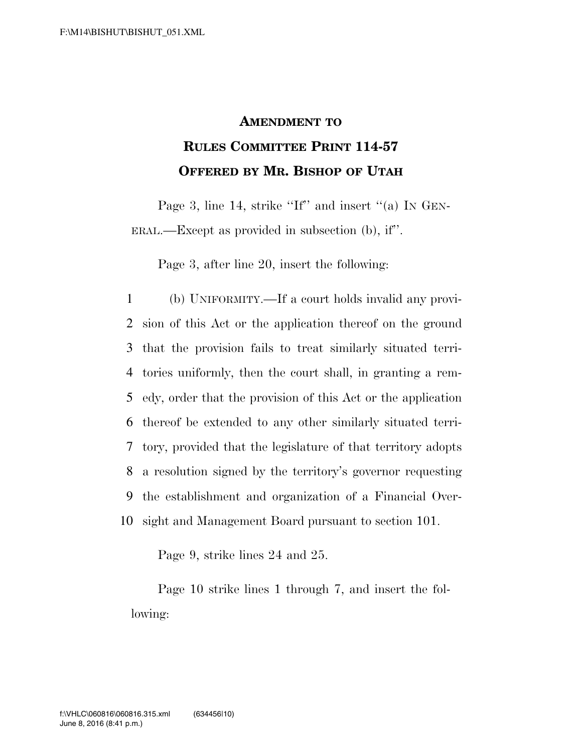# AMENDMENT TO RULES COMMITTEE PRINT 114-57 OFFERED BY MR. BISHOP OF UTAH

Page 3, line 14, strike "If" and insert "(a) IN GENERAL.—Except as provided in subsection (b), if".

Page 3, after line 20, insert the following:

(b) UNIFORMITY.—If a court holds invalid any provision of this Act or the application thereof on the ground that the provision fails to treat similarly situated territories uniformly, then the court shall, in granting a remedy, order that the provision of this Act or the application thereof be extended to any other similarly situated territory, provided that the legislature of that territory adopts a resolution signed by the territory's governor requesting the establishment and organization of a Financial Oversight and Management Board pursuant to section 101.

Page 9, strike lines 24 and 25.

Page 10 strike lines 1 through 7, and insert the following: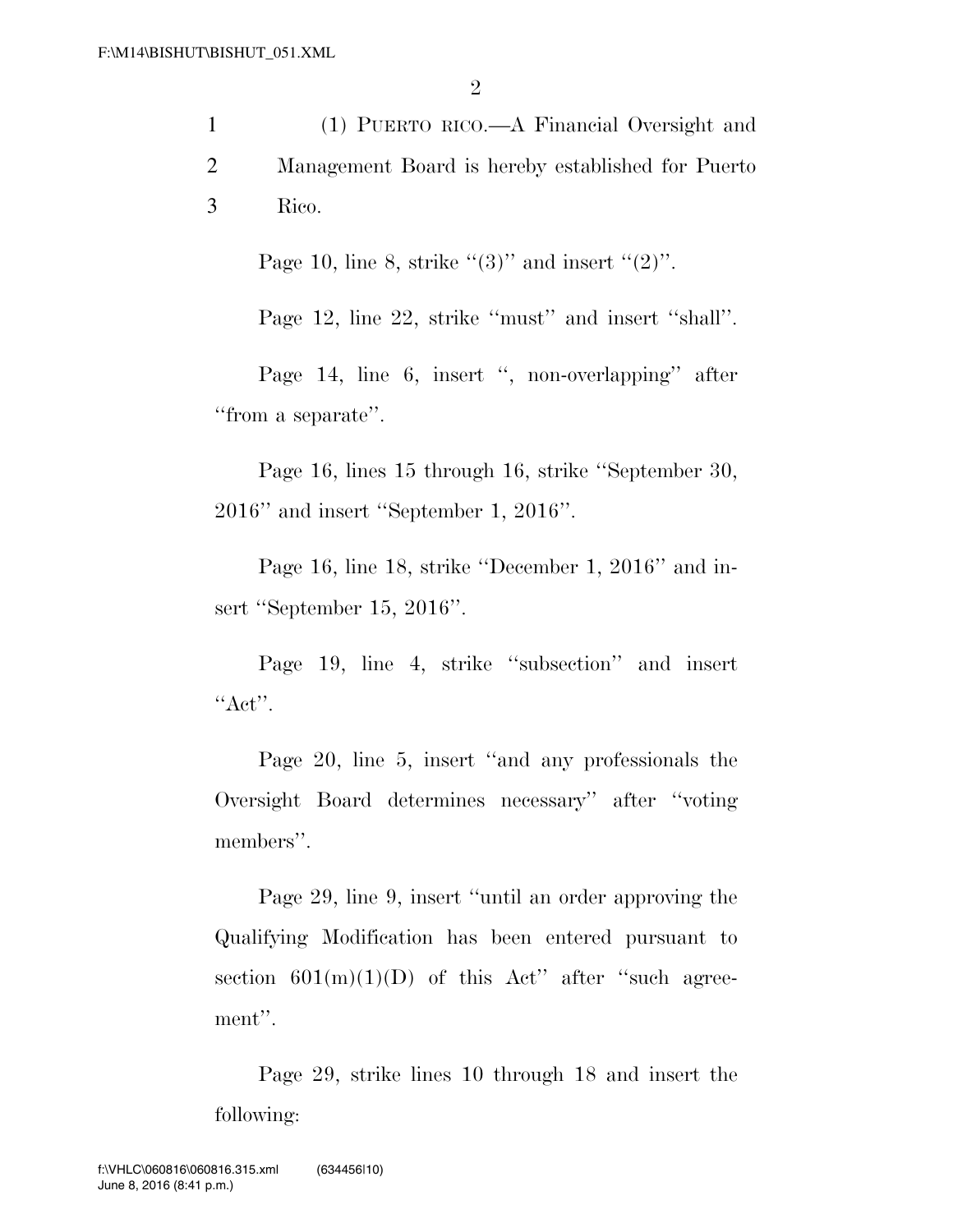1 (1) PUERTO RICO.—A Financial Oversight and
2 Management Board is hereby established for Puerto
3 Rico.

Page 10, line 8, strike "(3)" and insert "(2)".

Page 12, line 22, strike "must" and insert "shall".

Page 14, line 6, insert ", non-overlapping" after "from a separate".

Page 16, lines 15 through 16, strike "September 30, 2016" and insert "September 1, 2016".

Page 16, line 18, strike "December 1, 2016" and insert "September 15, 2016".

Page 19, line 4, strike "subsection" and insert "Act".

Page 20, line 5, insert "and any professionals the Oversight Board determines necessary" after "voting members".

Page 29, line 9, insert "until an order approving the Qualifying Modification has been entered pursuant to section 601(m)(1)(D) of this Act" after "such agreement".

Page 29, strike lines 10 through 18 and insert the following: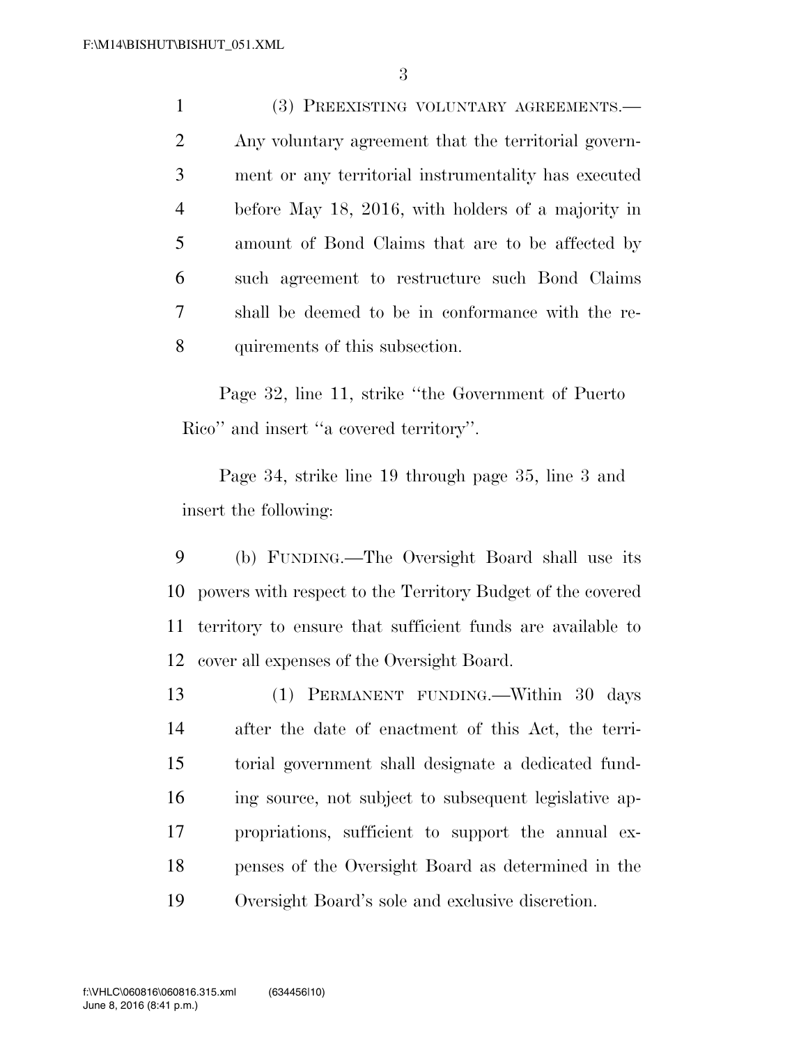(3) PREEXISTING VOLUNTARY AGREEMENTS.—Any voluntary agreement that the territorial government or any territorial instrumentality has executed before May 18, 2016, with holders of a majority in amount of Bond Claims that are to be affected by such agreement to restructure such Bond Claims shall be deemed to be in conformance with the requirements of this subsection.

Page 32, line 11, strike "the Government of Puerto Rico" and insert "a covered territory".

Page 34, strike line 19 through page 35, line 3 and insert the following:

(b) FUNDING.—The Oversight Board shall use its powers with respect to the Territory Budget of the covered territory to ensure that sufficient funds are available to cover all expenses of the Oversight Board.

(1) PERMANENT FUNDING.—Within 30 days after the date of enactment of this Act, the territorial government shall designate a dedicated funding source, not subject to subsequent legislative appropriations, sufficient to support the annual expenses of the Oversight Board as determined in the Oversight Board's sole and exclusive discretion.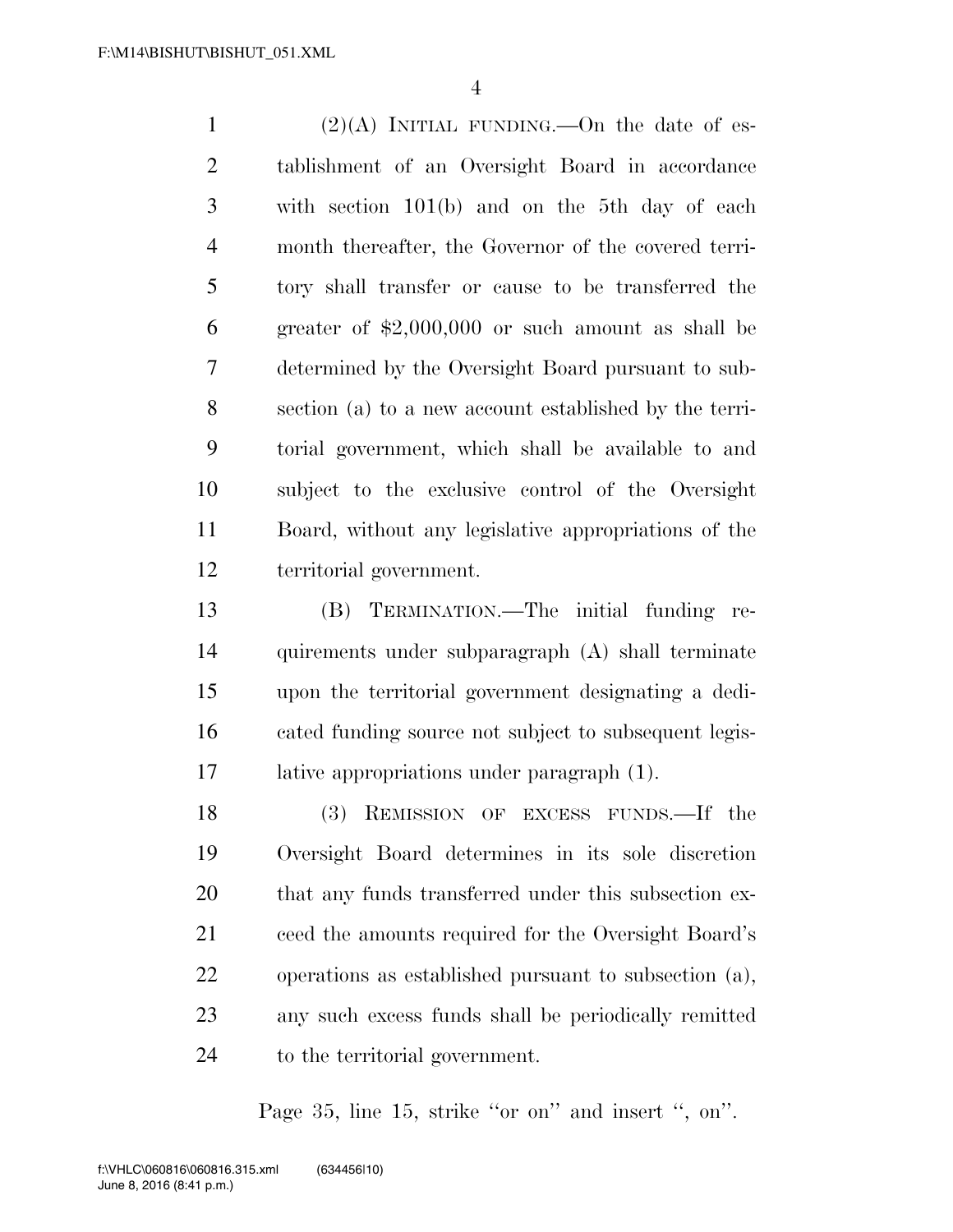(2)(A) INITIAL FUNDING.—On the date of establishment of an Oversight Board in accordance with section 101(b) and on the 5th day of each month thereafter, the Governor of the covered territory shall transfer or cause to be transferred the greater of $2,000,000 or such amount as shall be determined by the Oversight Board pursuant to subsection (a) to a new account established by the territorial government, which shall be available to and subject to the exclusive control of the Oversight Board, without any legislative appropriations of the territorial government.

(B) TERMINATION.—The initial funding requirements under subparagraph (A) shall terminate upon the territorial government designating a dedicated funding source not subject to subsequent legislative appropriations under paragraph (1).

(3) REMISSION OF EXCESS FUNDS.—If the Oversight Board determines in its sole discretion that any funds transferred under this subsection exceed the amounts required for the Oversight Board's operations as established pursuant to subsection (a), any such excess funds shall be periodically remitted to the territorial government.

Page 35, line 15, strike "or on" and insert ", on".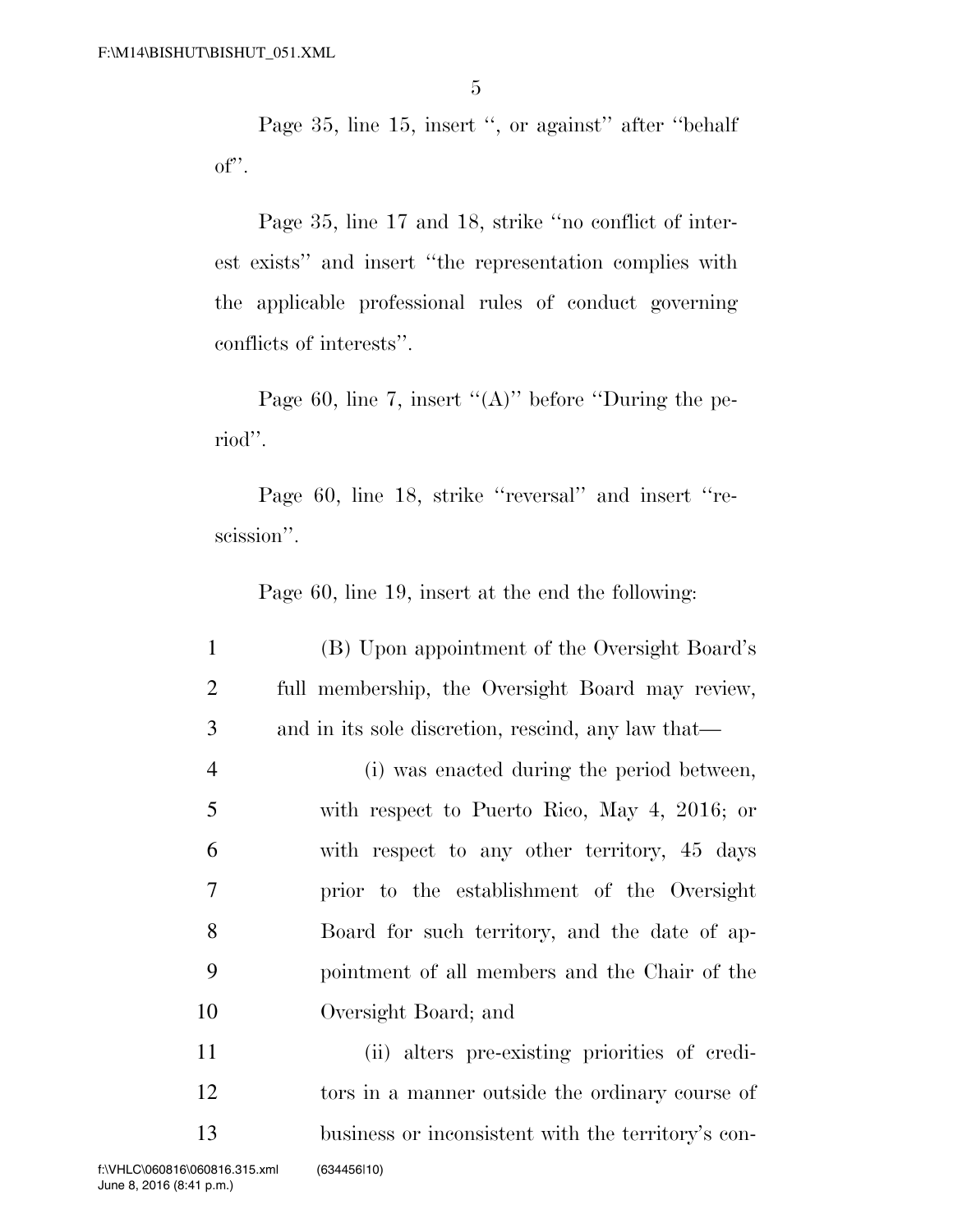Page 35, line 15, insert ", or against" after "behalf of".

Page 35, line 17 and 18, strike "no conflict of interest exists" and insert "the representation complies with the applicable professional rules of conduct governing conflicts of interests".

Page 60, line 7, insert "(A)" before "During the period".

Page 60, line 18, strike "reversal" and insert "rescission".

Page 60, line 19, insert at the end the following:

1 (B) Upon appointment of the Oversight Board's
2 full membership, the Oversight Board may review,
3 and in its sole discretion, rescind, any law that—
4 (i) was enacted during the period between,
5 with respect to Puerto Rico, May 4, 2016; or
6 with respect to any other territory, 45 days
7 prior to the establishment of the Oversight
8 Board for such territory, and the date of ap-
9 pointment of all members and the Chair of the
10 Oversight Board; and
11 (ii) alters pre-existing priorities of credi-
12 tors in a manner outside the ordinary course of
13 business or inconsistent with the territory's con-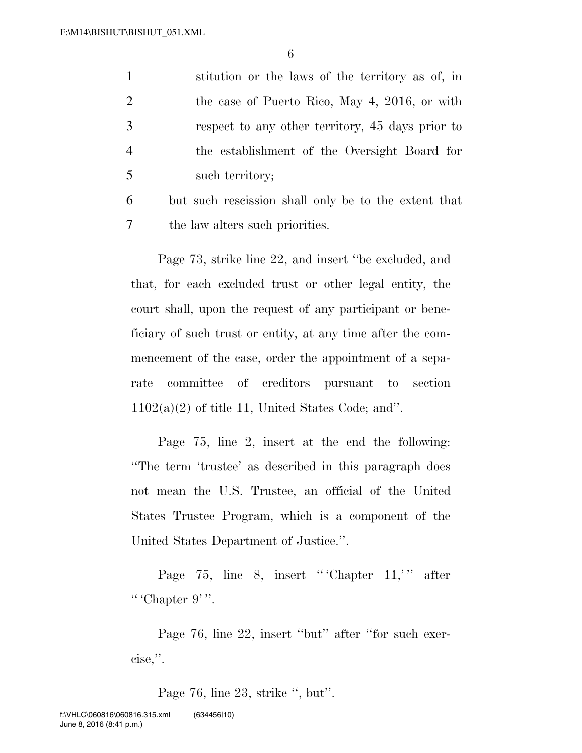stitution or the laws of the territory as of, in the case of Puerto Rico, May 4, 2016, or with respect to any other territory, 45 days prior to the establishment of the Oversight Board for such territory;

but such rescission shall only be to the extent that the law alters such priorities.

Page 73, strike line 22, and insert ''be excluded, and that, for each excluded trust or other legal entity, the court shall, upon the request of any participant or beneficiary of such trust or entity, at any time after the commencement of the case, order the appointment of a separate committee of creditors pursuant to section 1102(a)(2) of title 11, United States Code; and''.

Page 75, line 2, insert at the end the following: ''The term 'trustee' as described in this paragraph does not mean the U.S. Trustee, an official of the United States Trustee Program, which is a component of the United States Department of Justice.''.

Page 75, line 8, insert '''Chapter 11,''' after '''Chapter 9'''.

Page 76, line 22, insert ''but'' after ''for such exercise,''.

Page 76, line 23, strike '', but''.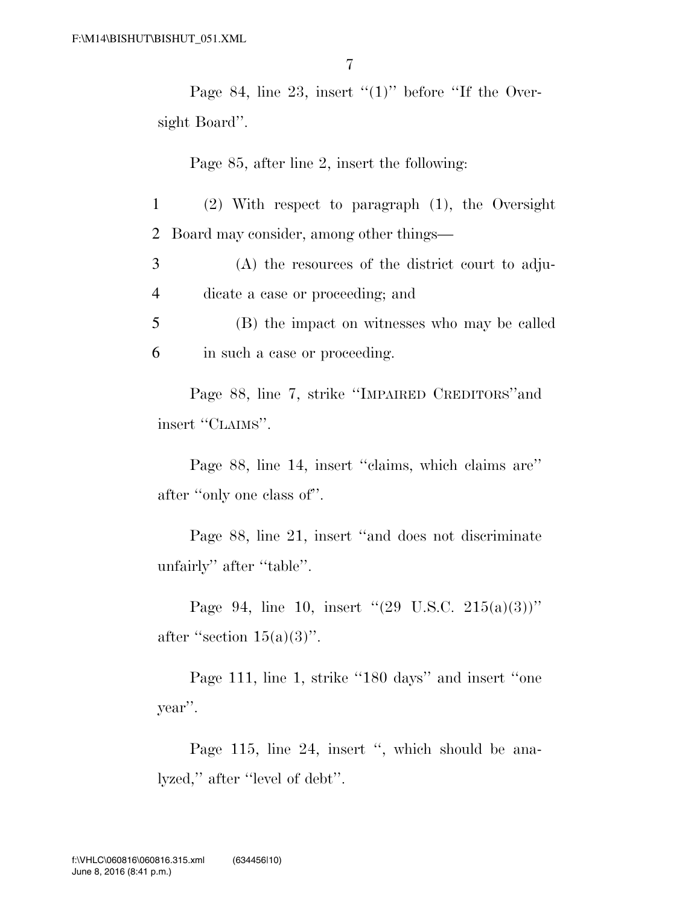Page 84, line 23, insert "(1)" before "If the Oversight Board".

Page 85, after line 2, insert the following:

1 (2) With respect to paragraph (1), the Oversight
2 Board may consider, among other things—
3 (A) the resources of the district court to adju-
4 dicate a case or proceeding; and
5 (B) the impact on witnesses who may be called
6 in such a case or proceeding.

Page 88, line 7, strike "IMPAIRED CREDITORS"and insert "CLAIMS".

Page 88, line 14, insert "claims, which claims are" after "only one class of".

Page 88, line 21, insert "and does not discriminate unfairly" after "table".

Page 94, line 10, insert "(29 U.S.C. 215(a)(3))" after "section 15(a)(3)".

Page 111, line 1, strike "180 days" and insert "one year".

Page 115, line 24, insert ", which should be analyzed," after "level of debt".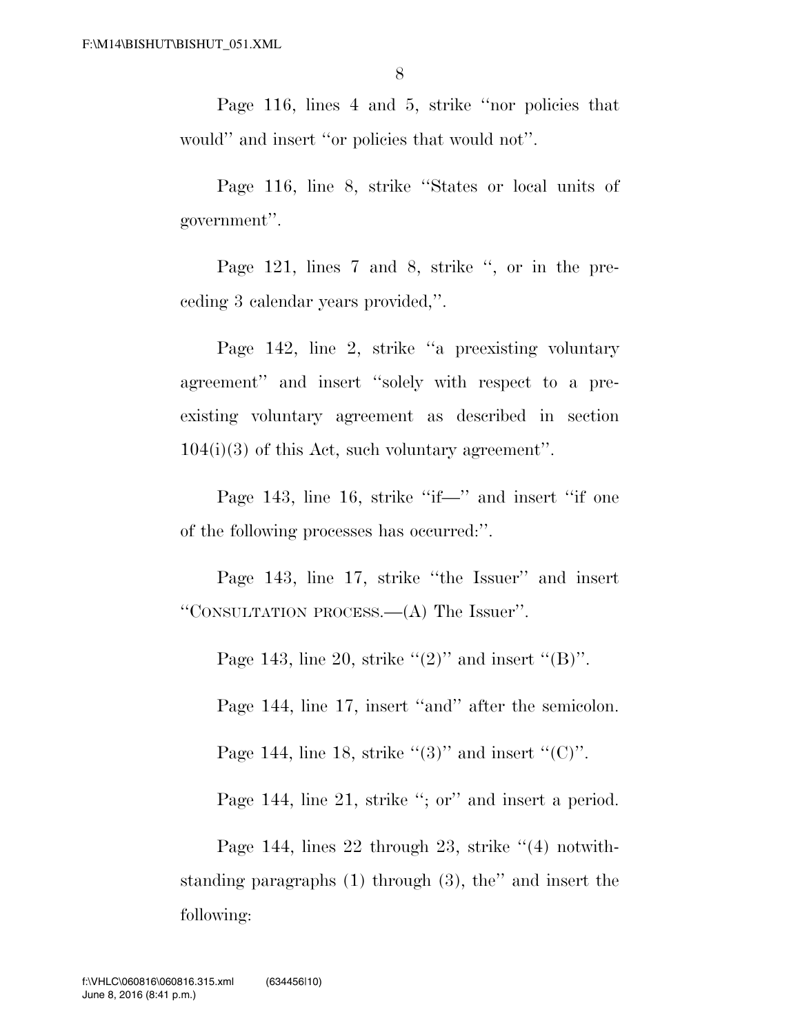Page 116, lines 4 and 5, strike ''nor policies that would'' and insert ''or policies that would not''.

Page 116, line 8, strike ''States or local units of government''.

Page 121, lines 7 and 8, strike '', or in the preceding 3 calendar years provided,''.

Page 142, line 2, strike ''a preexisting voluntary agreement'' and insert ''solely with respect to a preexisting voluntary agreement as described in section 104(i)(3) of this Act, such voluntary agreement''.

Page 143, line 16, strike ''if—'' and insert ''if one of the following processes has occurred:''.

Page 143, line 17, strike ''the Issuer'' and insert ''CONSULTATION PROCESS.—(A) The Issuer''.

Page 143, line 20, strike ''(2)'' and insert ''(B)''.

Page 144, line 17, insert ''and'' after the semicolon.

Page 144, line 18, strike ''(3)'' and insert ''(C)''.

Page 144, line 21, strike ''; or'' and insert a period.

Page 144, lines 22 through 23, strike ''(4) notwithstanding paragraphs (1) through (3), the'' and insert the following: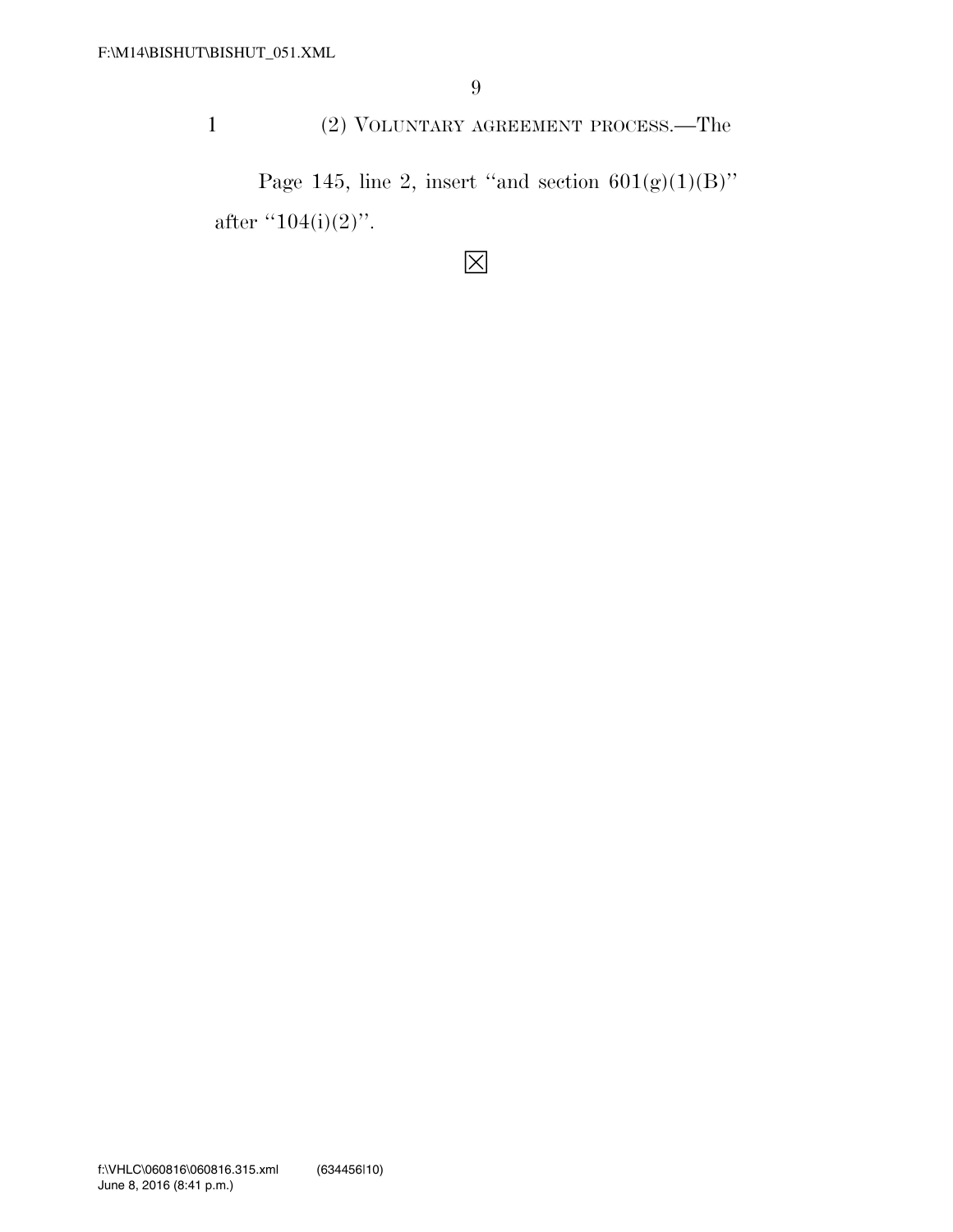1 (2) VOLUNTARY AGREEMENT PROCESS.—The

Page 145, line 2, insert ''and section 601(g)(1)(B)'' after ''104(i)(2)''.

☒